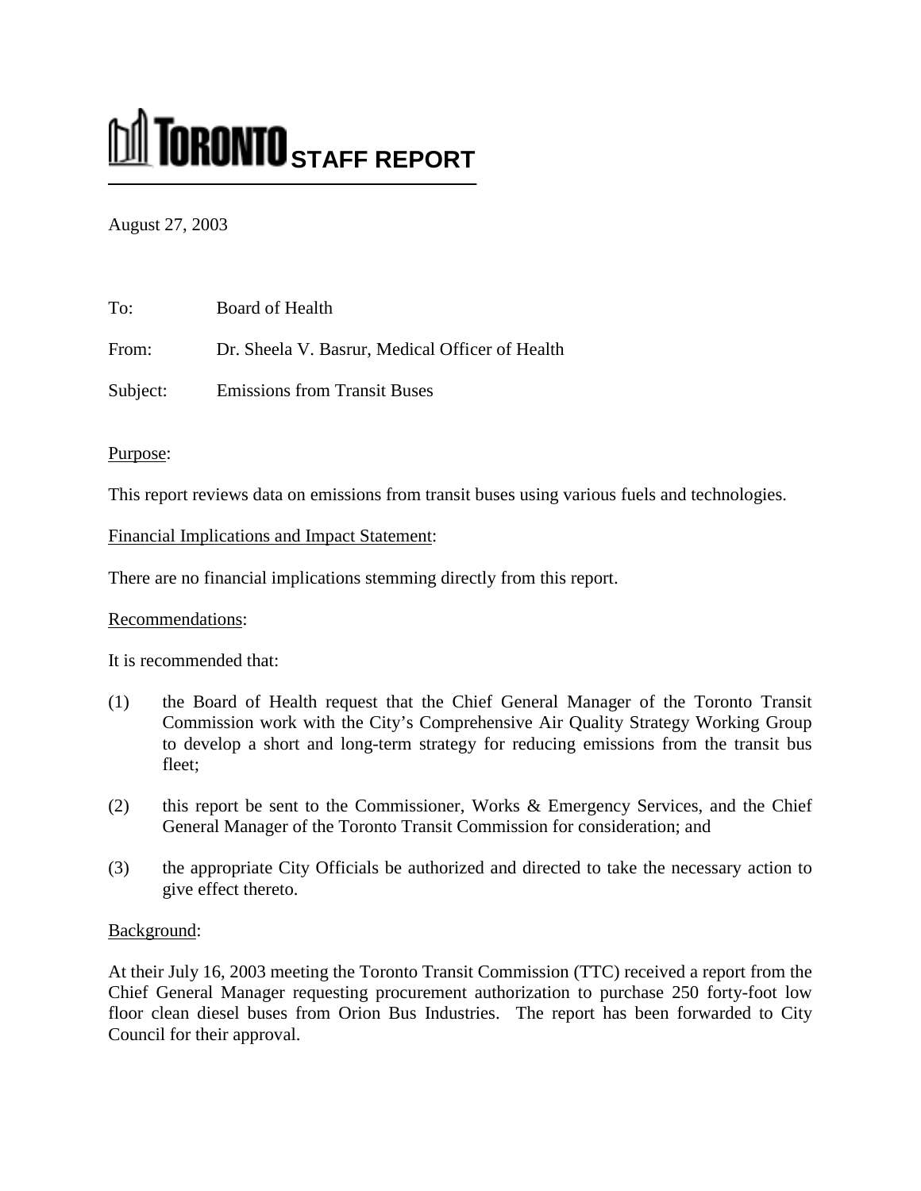# TORONTO STAFF REPORT

August 27, 2003

To: Board of Health

From: Dr. Sheela V. Basrur, Medical Officer of Health

Subject: Emissions from Transit Buses

Purpose:

This report reviews data on emissions from transit buses using various fuels and technologies.

Financial Implications and Impact Statement:

There are no financial implications stemming directly from this report.

Recommendations:

It is recommended that:

(1) the Board of Health request that the Chief General Manager of the Toronto Transit Commission work with the City's Comprehensive Air Quality Strategy Working Group to develop a short and long-term strategy for reducing emissions from the transit bus fleet;

(2) this report be sent to the Commissioner, Works & Emergency Services, and the Chief General Manager of the Toronto Transit Commission for consideration; and

(3) the appropriate City Officials be authorized and directed to take the necessary action to give effect thereto.

Background:

At their July 16, 2003 meeting the Toronto Transit Commission (TTC) received a report from the Chief General Manager requesting procurement authorization to purchase 250 forty-foot low floor clean diesel buses from Orion Bus Industries. The report has been forwarded to City Council for their approval.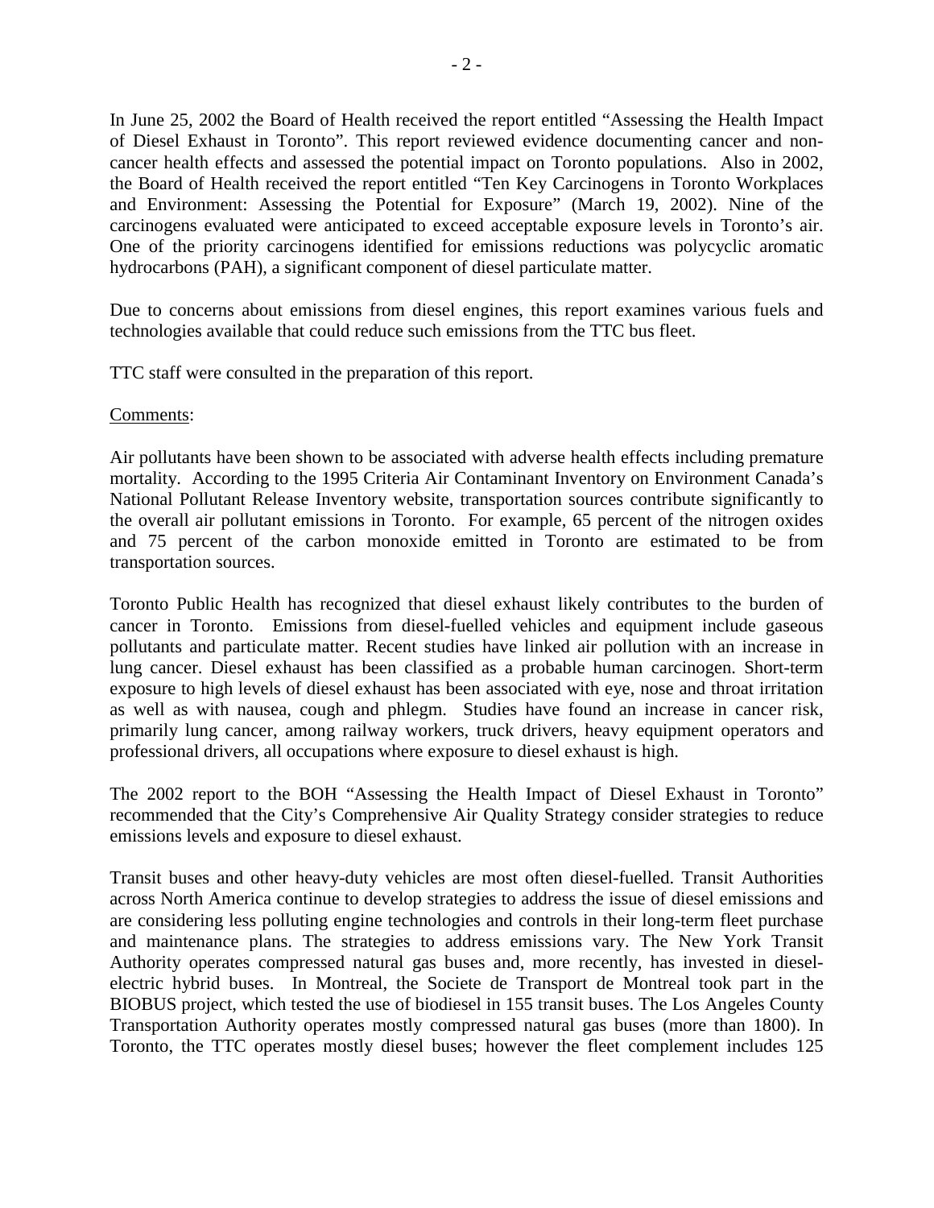In June 25, 2002 the Board of Health received the report entitled "Assessing the Health Impact of Diesel Exhaust in Toronto". This report reviewed evidence documenting cancer and non-cancer health effects and assessed the potential impact on Toronto populations. Also in 2002, the Board of Health received the report entitled "Ten Key Carcinogens in Toronto Workplaces and Environment: Assessing the Potential for Exposure" (March 19, 2002). Nine of the carcinogens evaluated were anticipated to exceed acceptable exposure levels in Toronto's air. One of the priority carcinogens identified for emissions reductions was polycyclic aromatic hydrocarbons (PAH), a significant component of diesel particulate matter.

Due to concerns about emissions from diesel engines, this report examines various fuels and technologies available that could reduce such emissions from the TTC bus fleet.

TTC staff were consulted in the preparation of this report.

Comments:

Air pollutants have been shown to be associated with adverse health effects including premature mortality. According to the 1995 Criteria Air Contaminant Inventory on Environment Canada's National Pollutant Release Inventory website, transportation sources contribute significantly to the overall air pollutant emissions in Toronto. For example, 65 percent of the nitrogen oxides and 75 percent of the carbon monoxide emitted in Toronto are estimated to be from transportation sources.

Toronto Public Health has recognized that diesel exhaust likely contributes to the burden of cancer in Toronto. Emissions from diesel-fuelled vehicles and equipment include gaseous pollutants and particulate matter. Recent studies have linked air pollution with an increase in lung cancer. Diesel exhaust has been classified as a probable human carcinogen. Short-term exposure to high levels of diesel exhaust has been associated with eye, nose and throat irritation as well as with nausea, cough and phlegm. Studies have found an increase in cancer risk, primarily lung cancer, among railway workers, truck drivers, heavy equipment operators and professional drivers, all occupations where exposure to diesel exhaust is high.

The 2002 report to the BOH "Assessing the Health Impact of Diesel Exhaust in Toronto" recommended that the City's Comprehensive Air Quality Strategy consider strategies to reduce emissions levels and exposure to diesel exhaust.

Transit buses and other heavy-duty vehicles are most often diesel-fuelled. Transit Authorities across North America continue to develop strategies to address the issue of diesel emissions and are considering less polluting engine technologies and controls in their long-term fleet purchase and maintenance plans. The strategies to address emissions vary. The New York Transit Authority operates compressed natural gas buses and, more recently, has invested in diesel-electric hybrid buses. In Montreal, the Societe de Transport de Montreal took part in the BIOBUS project, which tested the use of biodiesel in 155 transit buses. The Los Angeles County Transportation Authority operates mostly compressed natural gas buses (more than 1800). In Toronto, the TTC operates mostly diesel buses; however the fleet complement includes 125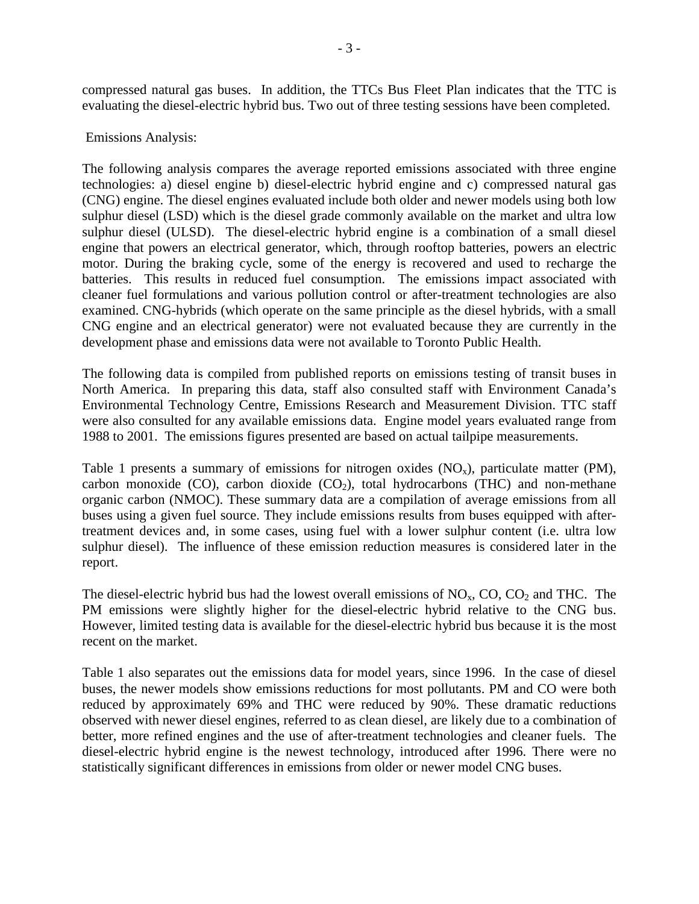compressed natural gas buses. In addition, the TTCs Bus Fleet Plan indicates that the TTC is evaluating the diesel-electric hybrid bus. Two out of three testing sessions have been completed.

Emissions Analysis:

The following analysis compares the average reported emissions associated with three engine technologies: a) diesel engine b) diesel-electric hybrid engine and c) compressed natural gas (CNG) engine. The diesel engines evaluated include both older and newer models using both low sulphur diesel (LSD) which is the diesel grade commonly available on the market and ultra low sulphur diesel (ULSD). The diesel-electric hybrid engine is a combination of a small diesel engine that powers an electrical generator, which, through rooftop batteries, powers an electric motor. During the braking cycle, some of the energy is recovered and used to recharge the batteries. This results in reduced fuel consumption. The emissions impact associated with cleaner fuel formulations and various pollution control or after-treatment technologies are also examined. CNG-hybrids (which operate on the same principle as the diesel hybrids, with a small CNG engine and an electrical generator) were not evaluated because they are currently in the development phase and emissions data were not available to Toronto Public Health.

The following data is compiled from published reports on emissions testing of transit buses in North America. In preparing this data, staff also consulted staff with Environment Canada's Environmental Technology Centre, Emissions Research and Measurement Division. TTC staff were also consulted for any available emissions data. Engine model years evaluated range from 1988 to 2001. The emissions figures presented are based on actual tailpipe measurements.

Table 1 presents a summary of emissions for nitrogen oxides ($NO_x$), particulate matter (PM), carbon monoxide (CO), carbon dioxide ($CO_2$), total hydrocarbons (THC) and non-methane organic carbon (NMOC). These summary data are a compilation of average emissions from all buses using a given fuel source. They include emissions results from buses equipped with after-treatment devices and, in some cases, using fuel with a lower sulphur content (i.e. ultra low sulphur diesel). The influence of these emission reduction measures is considered later in the report.

The diesel-electric hybrid bus had the lowest overall emissions of $NO_x$, CO, $CO_2$ and THC. The PM emissions were slightly higher for the diesel-electric hybrid relative to the CNG bus. However, limited testing data is available for the diesel-electric hybrid bus because it is the most recent on the market.

Table 1 also separates out the emissions data for model years, since 1996. In the case of diesel buses, the newer models show emissions reductions for most pollutants. PM and CO were both reduced by approximately 69% and THC were reduced by 90%. These dramatic reductions observed with newer diesel engines, referred to as clean diesel, are likely due to a combination of better, more refined engines and the use of after-treatment technologies and cleaner fuels. The diesel-electric hybrid engine is the newest technology, introduced after 1996. There were no statistically significant differences in emissions from older or newer model CNG buses.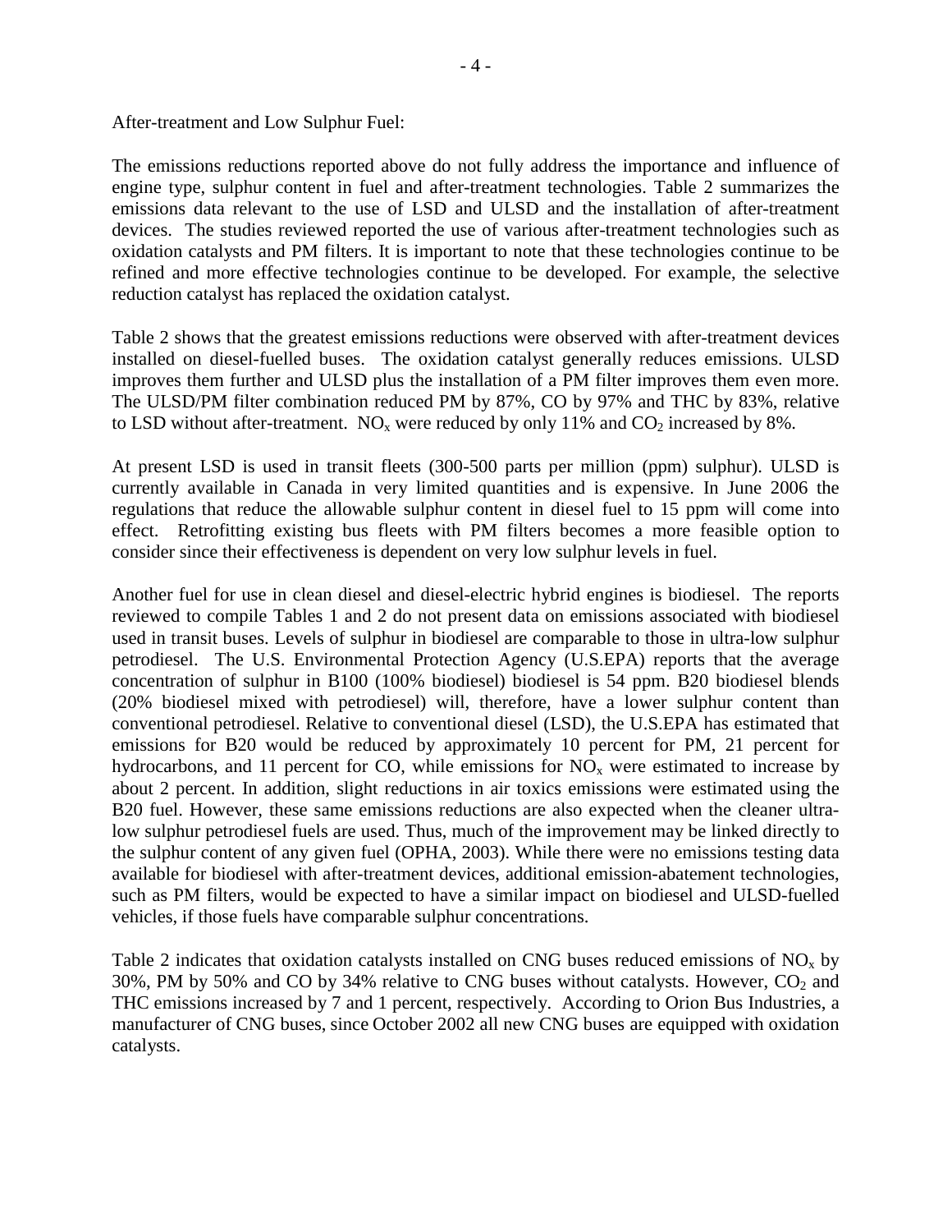After-treatment and Low Sulphur Fuel:

The emissions reductions reported above do not fully address the importance and influence of engine type, sulphur content in fuel and after-treatment technologies. Table 2 summarizes the emissions data relevant to the use of LSD and ULSD and the installation of after-treatment devices. The studies reviewed reported the use of various after-treatment technologies such as oxidation catalysts and PM filters. It is important to note that these technologies continue to be refined and more effective technologies continue to be developed. For example, the selective reduction catalyst has replaced the oxidation catalyst.

Table 2 shows that the greatest emissions reductions were observed with after-treatment devices installed on diesel-fuelled buses. The oxidation catalyst generally reduces emissions. ULSD improves them further and ULSD plus the installation of a PM filter improves them even more. The ULSD/PM filter combination reduced PM by 87%, CO by 97% and THC by 83%, relative to LSD without after-treatment. $NO_x$ were reduced by only 11% and $CO_2$ increased by 8%.

At present LSD is used in transit fleets (300-500 parts per million (ppm) sulphur). ULSD is currently available in Canada in very limited quantities and is expensive. In June 2006 the regulations that reduce the allowable sulphur content in diesel fuel to 15 ppm will come into effect. Retrofitting existing bus fleets with PM filters becomes a more feasible option to consider since their effectiveness is dependent on very low sulphur levels in fuel.

Another fuel for use in clean diesel and diesel-electric hybrid engines is biodiesel. The reports reviewed to compile Tables 1 and 2 do not present data on emissions associated with biodiesel used in transit buses. Levels of sulphur in biodiesel are comparable to those in ultra-low sulphur petrodiesel. The U.S. Environmental Protection Agency (U.S.EPA) reports that the average concentration of sulphur in B100 (100% biodiesel) biodiesel is 54 ppm. B20 biodiesel blends (20% biodiesel mixed with petrodiesel) will, therefore, have a lower sulphur content than conventional petrodiesel. Relative to conventional diesel (LSD), the U.S.EPA has estimated that emissions for B20 would be reduced by approximately 10 percent for PM, 21 percent for hydrocarbons, and 11 percent for CO, while emissions for $NO_x$ were estimated to increase by about 2 percent. In addition, slight reductions in air toxics emissions were estimated using the B20 fuel. However, these same emissions reductions are also expected when the cleaner ultra-low sulphur petrodiesel fuels are used. Thus, much of the improvement may be linked directly to the sulphur content of any given fuel (OPHA, 2003). While there were no emissions testing data available for biodiesel with after-treatment devices, additional emission-abatement technologies, such as PM filters, would be expected to have a similar impact on biodiesel and ULSD-fuelled vehicles, if those fuels have comparable sulphur concentrations.

Table 2 indicates that oxidation catalysts installed on CNG buses reduced emissions of $NO_x$ by 30%, PM by 50% and CO by 34% relative to CNG buses without catalysts. However, $CO_2$ and THC emissions increased by 7 and 1 percent, respectively. According to Orion Bus Industries, a manufacturer of CNG buses, since October 2002 all new CNG buses are equipped with oxidation catalysts.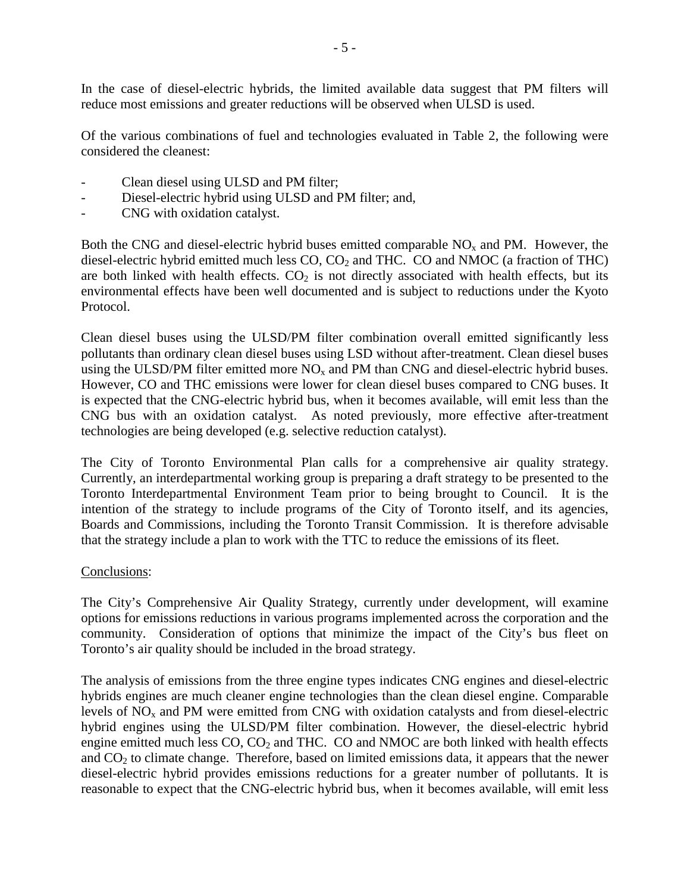In the case of diesel-electric hybrids, the limited available data suggest that PM filters will reduce most emissions and greater reductions will be observed when ULSD is used.

Of the various combinations of fuel and technologies evaluated in Table 2, the following were considered the cleanest:

- Clean diesel using ULSD and PM filter;
- Diesel-electric hybrid using ULSD and PM filter; and,
- CNG with oxidation catalyst.

Both the CNG and diesel-electric hybrid buses emitted comparable $NO_x$ and PM. However, the diesel-electric hybrid emitted much less CO, $CO_2$ and THC. CO and NMOC (a fraction of THC) are both linked with health effects. $CO_2$ is not directly associated with health effects, but its environmental effects have been well documented and is subject to reductions under the Kyoto Protocol.

Clean diesel buses using the ULSD/PM filter combination overall emitted significantly less pollutants than ordinary clean diesel buses using LSD without after-treatment. Clean diesel buses using the ULSD/PM filter emitted more $NO_x$ and PM than CNG and diesel-electric hybrid buses. However, CO and THC emissions were lower for clean diesel buses compared to CNG buses. It is expected that the CNG-electric hybrid bus, when it becomes available, will emit less than the CNG bus with an oxidation catalyst. As noted previously, more effective after-treatment technologies are being developed (e.g. selective reduction catalyst).

The City of Toronto Environmental Plan calls for a comprehensive air quality strategy. Currently, an interdepartmental working group is preparing a draft strategy to be presented to the Toronto Interdepartmental Environment Team prior to being brought to Council. It is the intention of the strategy to include programs of the City of Toronto itself, and its agencies, Boards and Commissions, including the Toronto Transit Commission. It is therefore advisable that the strategy include a plan to work with the TTC to reduce the emissions of its fleet.

Conclusions:

The City's Comprehensive Air Quality Strategy, currently under development, will examine options for emissions reductions in various programs implemented across the corporation and the community. Consideration of options that minimize the impact of the City's bus fleet on Toronto's air quality should be included in the broad strategy.

The analysis of emissions from the three engine types indicates CNG engines and diesel-electric hybrids engines are much cleaner engine technologies than the clean diesel engine. Comparable levels of $NO_x$ and PM were emitted from CNG with oxidation catalysts and from diesel-electric hybrid engines using the ULSD/PM filter combination. However, the diesel-electric hybrid engine emitted much less CO, $CO_2$ and THC. CO and NMOC are both linked with health effects and $CO_2$ to climate change. Therefore, based on limited emissions data, it appears that the newer diesel-electric hybrid provides emissions reductions for a greater number of pollutants. It is reasonable to expect that the CNG-electric hybrid bus, when it becomes available, will emit less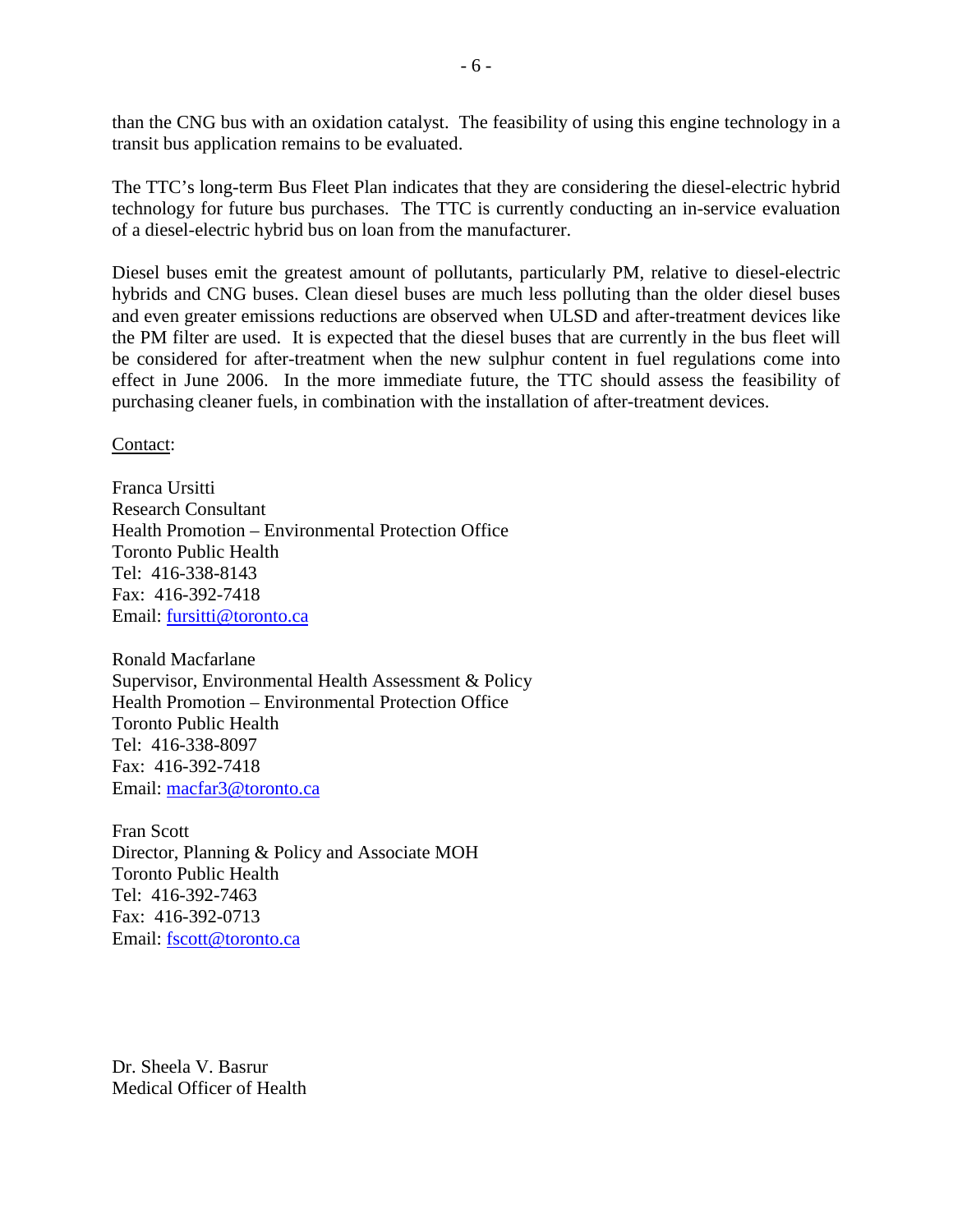than the CNG bus with an oxidation catalyst. The feasibility of using this engine technology in a transit bus application remains to be evaluated.

The TTC's long-term Bus Fleet Plan indicates that they are considering the diesel-electric hybrid technology for future bus purchases. The TTC is currently conducting an in-service evaluation of a diesel-electric hybrid bus on loan from the manufacturer.

Diesel buses emit the greatest amount of pollutants, particularly PM, relative to diesel-electric hybrids and CNG buses. Clean diesel buses are much less polluting than the older diesel buses and even greater emissions reductions are observed when ULSD and after-treatment devices like the PM filter are used. It is expected that the diesel buses that are currently in the bus fleet will be considered for after-treatment when the new sulphur content in fuel regulations come into effect in June 2006. In the more immediate future, the TTC should assess the feasibility of purchasing cleaner fuels, in combination with the installation of after-treatment devices.

Contact:

Franca Ursitti  
Research Consultant  
Health Promotion – Environmental Protection Office  
Toronto Public Health  
Tel: 416-338-8143  
Fax: 416-392-7418  
Email: fursitti@toronto.ca

Ronald Macfarlane  
Supervisor, Environmental Health Assessment & Policy  
Health Promotion – Environmental Protection Office  
Toronto Public Health  
Tel: 416-338-8097  
Fax: 416-392-7418  
Email: macfar3@toronto.ca

Fran Scott  
Director, Planning & Policy and Associate MOH  
Toronto Public Health  
Tel: 416-392-7463  
Fax: 416-392-0713  
Email: fscott@toronto.ca

Dr. Sheela V. Basrur  
Medical Officer of Health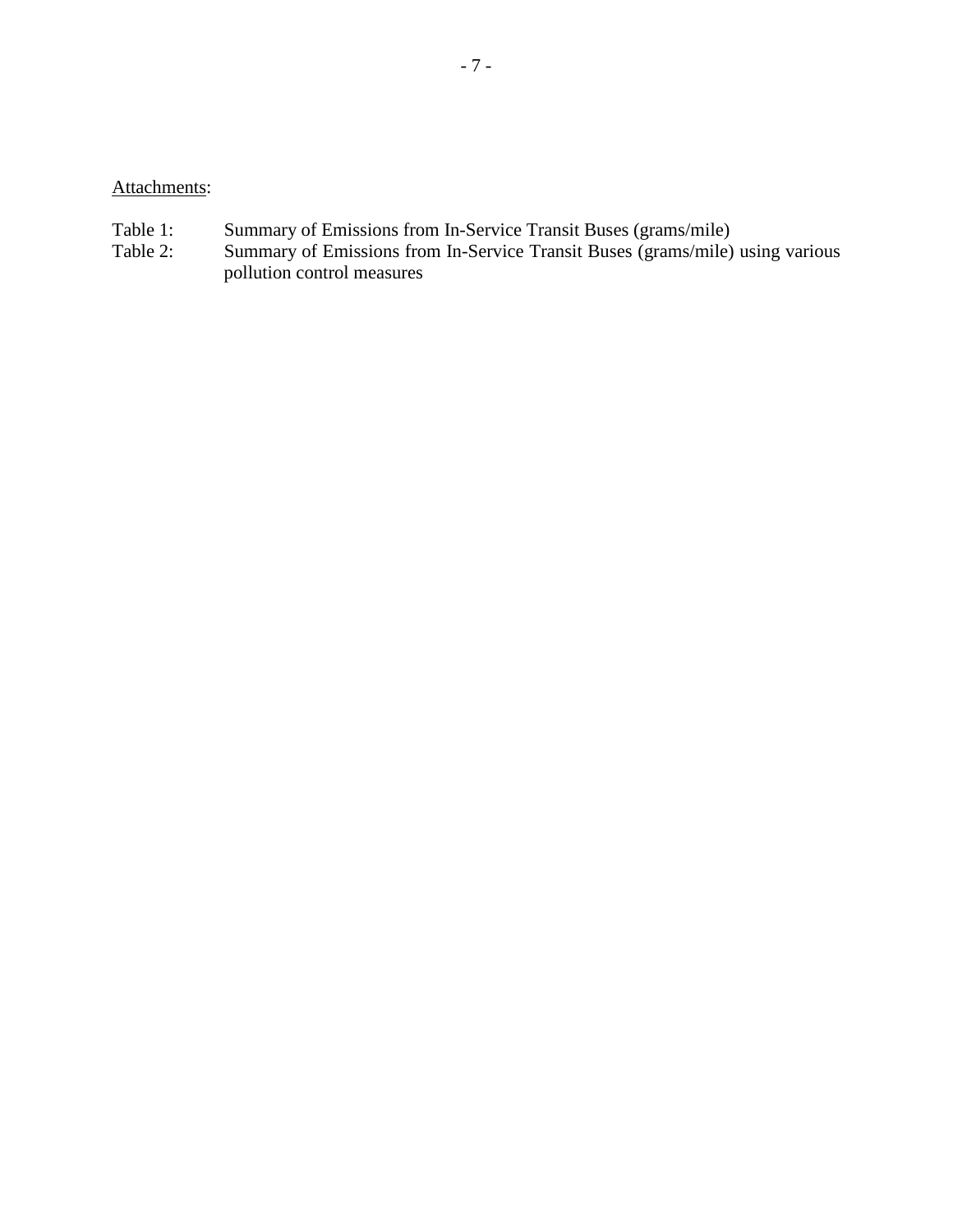<u>Attachments</u>:

Table 1: Summary of Emissions from In-Service Transit Buses (grams/mile)
Table 2: Summary of Emissions from In-Service Transit Buses (grams/mile) using various pollution control measures